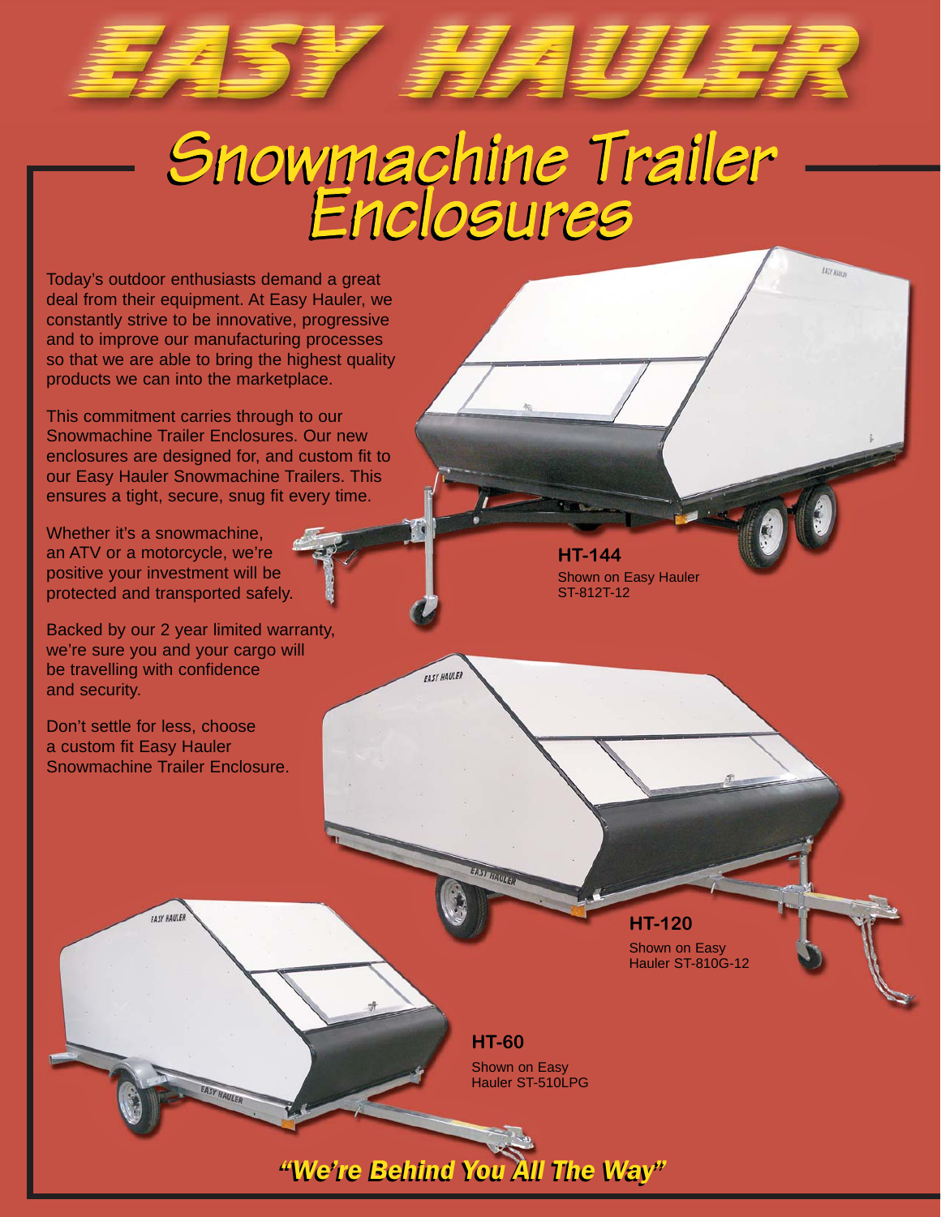# EASY HAULER

## Snowmachine Trailer Enclosures

Today's outdoor enthusiasts demand a great deal from their equipment. At Easy Hauler, we constantly strive to be innovative, progressive and to improve our manufacturing processes so that we are able to bring the highest quality products we can into the marketplace.

This commitment carries through to our Snowmachine Trailer Enclosures. Our new enclosures are designed for, and custom fit to our Easy Hauler Snowmachine Trailers. This ensures a tight, secure, snug fit every time.

Whether it's a snowmachine, an ATV or a motorcycle, we're positive your investment will be protected and transported safely.

Backed by our 2 year limited warranty, we're sure you and your cargo will be travelling with confidence and security.

Don't settle for less, choose a custom fit Easy Hauler Snowmachine Trailer Enclosure.

**HT-144**
Shown on Easy Hauler ST-812T-12

**HT-120**
Shown on Easy Hauler ST-810G-12

**HT-60**
Shown on Easy Hauler ST-510LPG

***"We're Behind You All The Way"***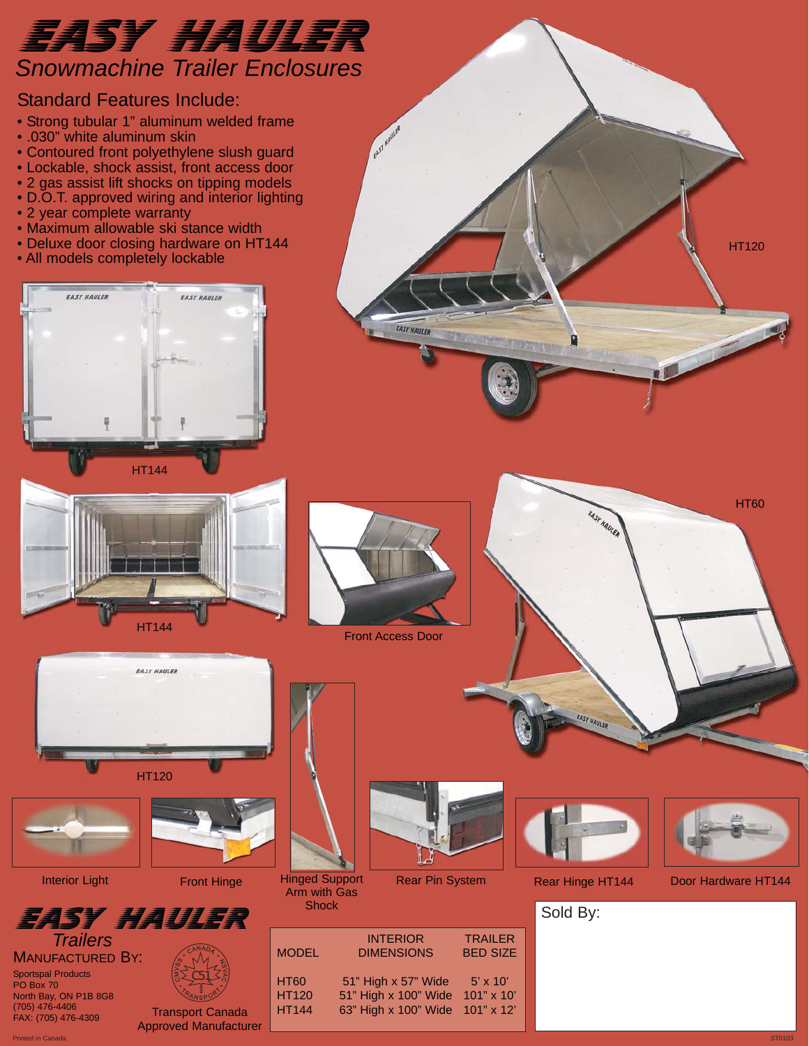# EASY HAULER

## Snowmachine Trailer Enclosures

### Standard Features Include:

- Strong tubular 1" aluminum welded frame
- .030" white aluminum skin
- Contoured front polyethylene slush guard
- Lockable, shock assist, front access door
- 2 gas assist lift shocks on tipping models
- D.O.T. approved wiring and interior lighting
- 2 year complete warranty
- Maximum allowable ski stance width
- Deluxe door closing hardware on HT144
- All models completely lockable

HT120

HT144

HT144

Front Access Door

HT60

HT120

Interior Light

Front Hinge

Hinged Support Arm with Gas Shock

Rear Pin System

Rear Hinge HT144

Door Hardware HT144

# EASY HAULER

*Trailers*

MANUFACTURED BY:

Sportspal Products
PO Box 70
North Bay, ON P1B 8G8
(705) 476-4406
FAX: (705) 476-4309

Transport Canada Approved Manufacturer

| MODEL | INTERIOR DIMENSIONS | TRAILER BED SIZE |
|---|---|---|
| HT60 | 51" High x 57" Wide | 5' x 10' |
| HT120 | 51" High x 100" Wide | 101" x 10' |
| HT144 | 63" High x 100" Wide | 101" x 12' |

Sold By:

Printed in Canada

ST0103